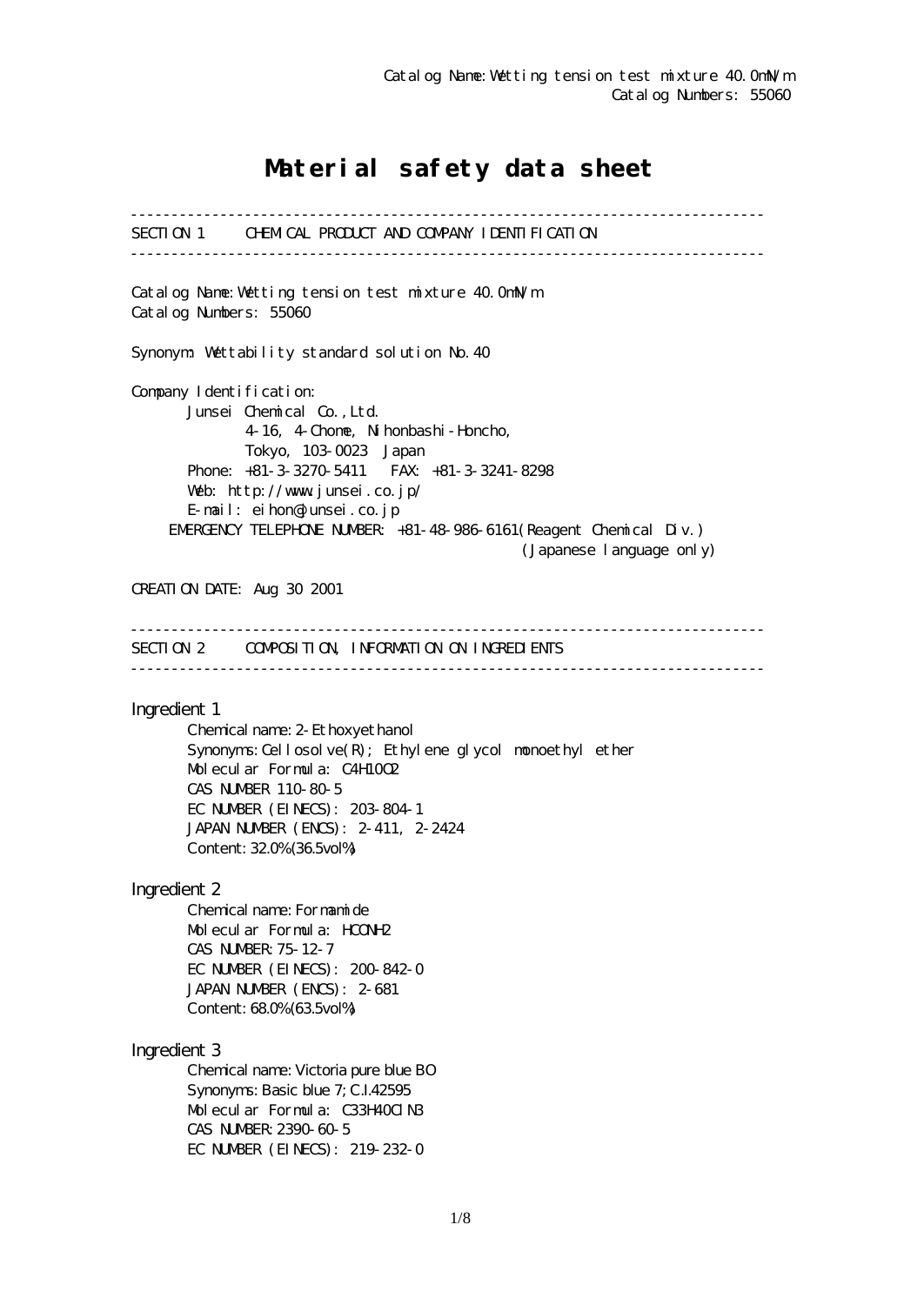Catalog Name: Wetting tension test mixture 40.0mN/m
Catalog Numbers: 55060

# Material safety data sheet

---

SECTION 1 CHEMICAL PRODUCT AND COMPANY IDENTIFICATION

---

Catalog Name: Wetting tension test mixture 40.0mN/m
Catalog Numbers: 55060

Synonym: Wettability standard solution No.40

Company Identification:
Junsei Chemical Co.,Ltd.
4-16, 4-Chome, Nihonbashi-Honcho,
Tokyo, 103-0023 Japan
Phone: +81-3-3270-5411 FAX: +81-3-3241-8298
Web: http://www.junsei.co.jp/
E-mail: eihon@junsei.co.jp
EMERGENCY TELEPHONE NUMBER: +81-48-986-6161(Reagent Chemical Div.)
(Japanese language only)

CREATION DATE: Aug 30 2001

---

SECTION 2 COMPOSITION, INFORMATION ON INGREDIENTS

---

Ingredient 1
Chemical name: 2-Ethoxyethanol
Synonyms: Cellosolve(R); Ethylene glycol monoethyl ether
Molecular Formula: $C_4H_{10}O_2$
CAS NUMBER 110-80-5
EC NUMBER (EINECS): 203-804-1
JAPAN NUMBER (ENCS): 2-411, 2-2424
Content: 32.0%(36.5vol%)

Ingredient 2
Chemical name: Formamide
Molecular Formula: $HCONH_2$
CAS NUMBER: 75-12-7
EC NUMBER (EINECS): 200-842-0
JAPAN NUMBER (ENCS): 2-681
Content: 68.0%(63.5vol%)

Ingredient 3
Chemical name: Victoria pure blue BO
Synonyms: Basic blue 7; C.I.42595
Molecular Formula: $C_{33}H_{40}ClN_3$
CAS NUMBER: 2390-60-5
EC NUMBER (EINECS): 219-232-0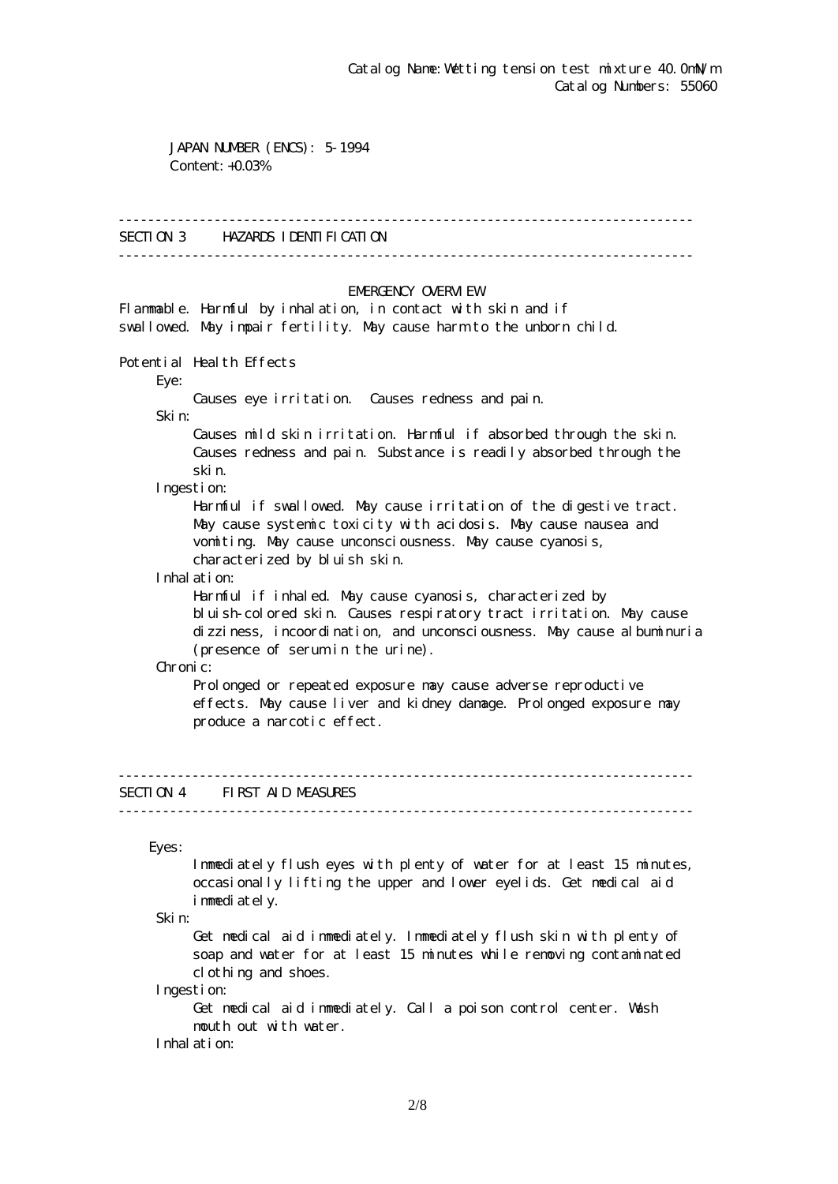Catalog Name: Wetting tension test mixture 40.0mN/m
Catalog Numbers: 55060

JAPAN NUMBER (ENCS): 5-1994
Content: +0.03%

## SECTION 3 HAZARDS IDENTIFICATION

### EMERGENCY OVERVIEW

Flammable. Harmful by inhalation, in contact with skin and if swallowed. May impair fertility. May cause harm to the unborn child.

Potential Health Effects

Eye:
Causes eye irritation. Causes redness and pain.

Skin:
Causes mild skin irritation. Harmful if absorbed through the skin. Causes redness and pain. Substance is readily absorbed through the skin.

Ingestion:
Harmful if swallowed. May cause irritation of the digestive tract. May cause systemic toxicity with acidosis. May cause nausea and vomiting. May cause unconsciousness. May cause cyanosis, characterized by bluish skin.

Inhalation:
Harmful if inhaled. May cause cyanosis, characterized by bluish-colored skin. Causes respiratory tract irritation. May cause dizziness, incoordination, and unconsciousness. May cause albuminuria (presence of serum in the urine).

Chronic:
Prolonged or repeated exposure may cause adverse reproductive effects. May cause liver and kidney damage. Prolonged exposure may produce a narcotic effect.

## SECTION 4 FIRST AID MEASURES

Eyes:
Immediately flush eyes with plenty of water for at least 15 minutes, occasionally lifting the upper and lower eyelids. Get medical aid immediately.

Skin:
Get medical aid immediately. Immediately flush skin with plenty of soap and water for at least 15 minutes while removing contaminated clothing and shoes.

Ingestion:
Get medical aid immediately. Call a poison control center. Wash mouth out with water.

Inhalation: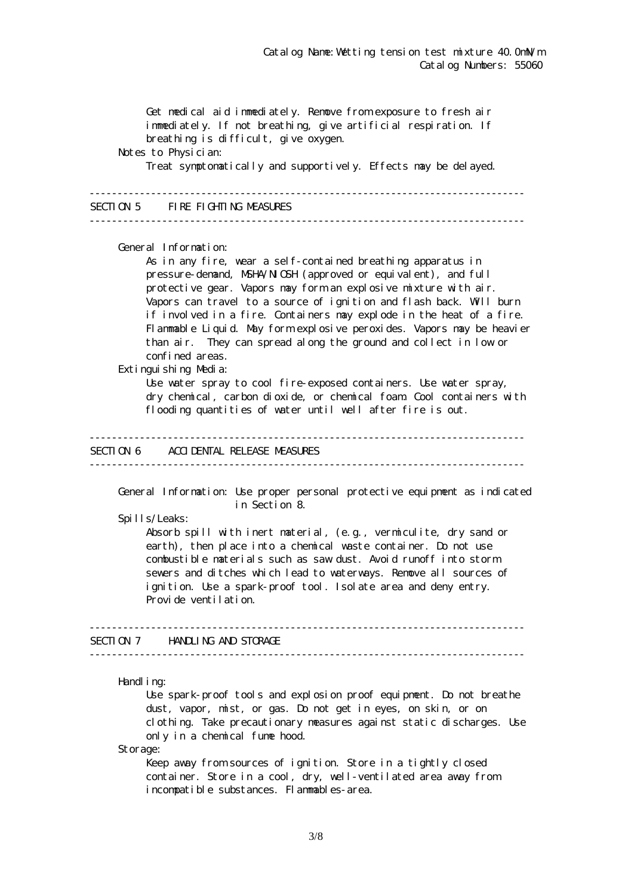Get medical aid immediately. Remove from exposure to fresh air immediately. If not breathing, give artificial respiration. If breathing is difficult, give oxygen.

Notes to Physician:

Treat symptomatically and supportively. Effects may be delayed.

## SECTION 5 FIRE FIGHTING MEASURES

General Information:

As in any fire, wear a self-contained breathing apparatus in pressure-demand, MSHA/NIOSH (approved or equivalent), and full protective gear. Vapors may form an explosive mixture with air. Vapors can travel to a source of ignition and flash back. Will burn if involved in a fire. Containers may explode in the heat of a fire. Flammable Liquid. May form explosive peroxides. Vapors may be heavier than air. They can spread along the ground and collect in low or confined areas.

Extinguishing Media:

Use water spray to cool fire-exposed containers. Use water spray, dry chemical, carbon dioxide, or chemical foam. Cool containers with flooding quantities of water until well after fire is out.

## SECTION 6 ACCIDENTAL RELEASE MEASURES

General Information: Use proper personal protective equipment as indicated in Section 8.

Spills/Leaks:

Absorb spill with inert material, (e.g., vermiculite, dry sand or earth), then place into a chemical waste container. Do not use combustible materials such as saw dust. Avoid runoff into storm sewers and ditches which lead to waterways. Remove all sources of ignition. Use a spark-proof tool. Isolate area and deny entry. Provide ventilation.

## SECTION 7 HANDLING AND STORAGE

Handling:

Use spark-proof tools and explosion proof equipment. Do not breathe dust, vapor, mist, or gas. Do not get in eyes, on skin, or on clothing. Take precautionary measures against static discharges. Use only in a chemical fume hood.

Storage:

Keep away from sources of ignition. Store in a tightly closed container. Store in a cool, dry, well-ventilated area away from incompatible substances. Flammables-area.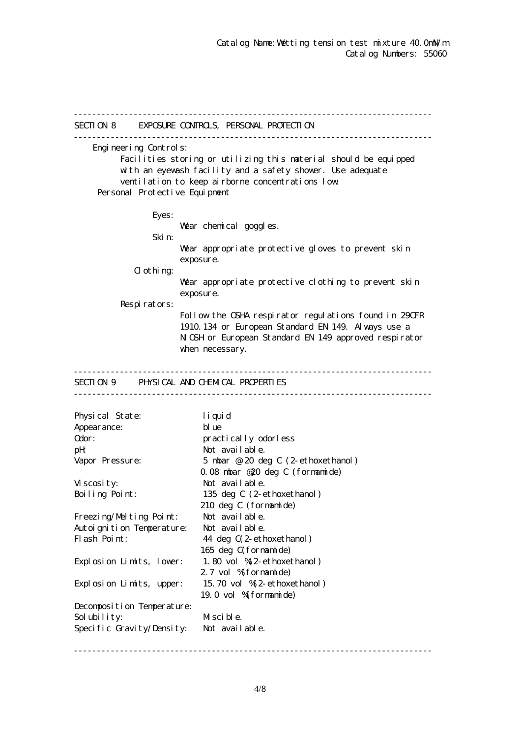Catalog Name: Wetting tension test mixture 40.0mN/m
Catalog Numbers: 55060

## SECTION 8 EXPOSURE CONTROLS, PERSONAL PROTECTION

Engineering Controls:
Facilities storing or utilizing this material should be equipped with an eyewash facility and a safety shower. Use adequate ventilation to keep airborne concentrations low.

Personal Protective Equipment

Eyes:
Wear chemical goggles.

Skin:
Wear appropriate protective gloves to prevent skin exposure.

Clothing:
Wear appropriate protective clothing to prevent skin exposure.

Respirators:
Follow the OSHA respirator regulations found in 29CFR 1910.134 or European Standard EN 149. Always use a NIOSH or European Standard EN 149 approved respirator when necessary.

## SECTION 9 PHYSICAL AND CHEMICAL PROPERTIES

| | |
|---|---|
| Physical State: | liquid |
| Appearance: | blue |
| Odor: | practically odorless |
| pH: | Not available. |
| Vapor Pressure: | 5 mbar @ 20 deg C (2-ethoxethanol)<br>0.08 mbar @20 deg C (formamide) |
| Viscosity: | Not available. |
| Boiling Point: | 135 deg C (2-ethoxethanol)<br>210 deg C (formamide) |
| Freezing/Melting Point: | Not available. |
| Autoignition Temperature: | Not available. |
| Flash Point: | 44 deg C(2-ethoxethanol)<br>165 deg C(formamide) |
| Explosion Limits, lower: | 1.80 vol %(2-ethoxethanol)<br>2.7 vol %(formamide) |
| Explosion Limits, upper: | 15.70 vol %(2-ethoxethanol)<br>19.0 vol %(formamide) |
| Decomposition Temperature: | |
| Solubility: | Miscible. |
| Specific Gravity/Density: | Not available. |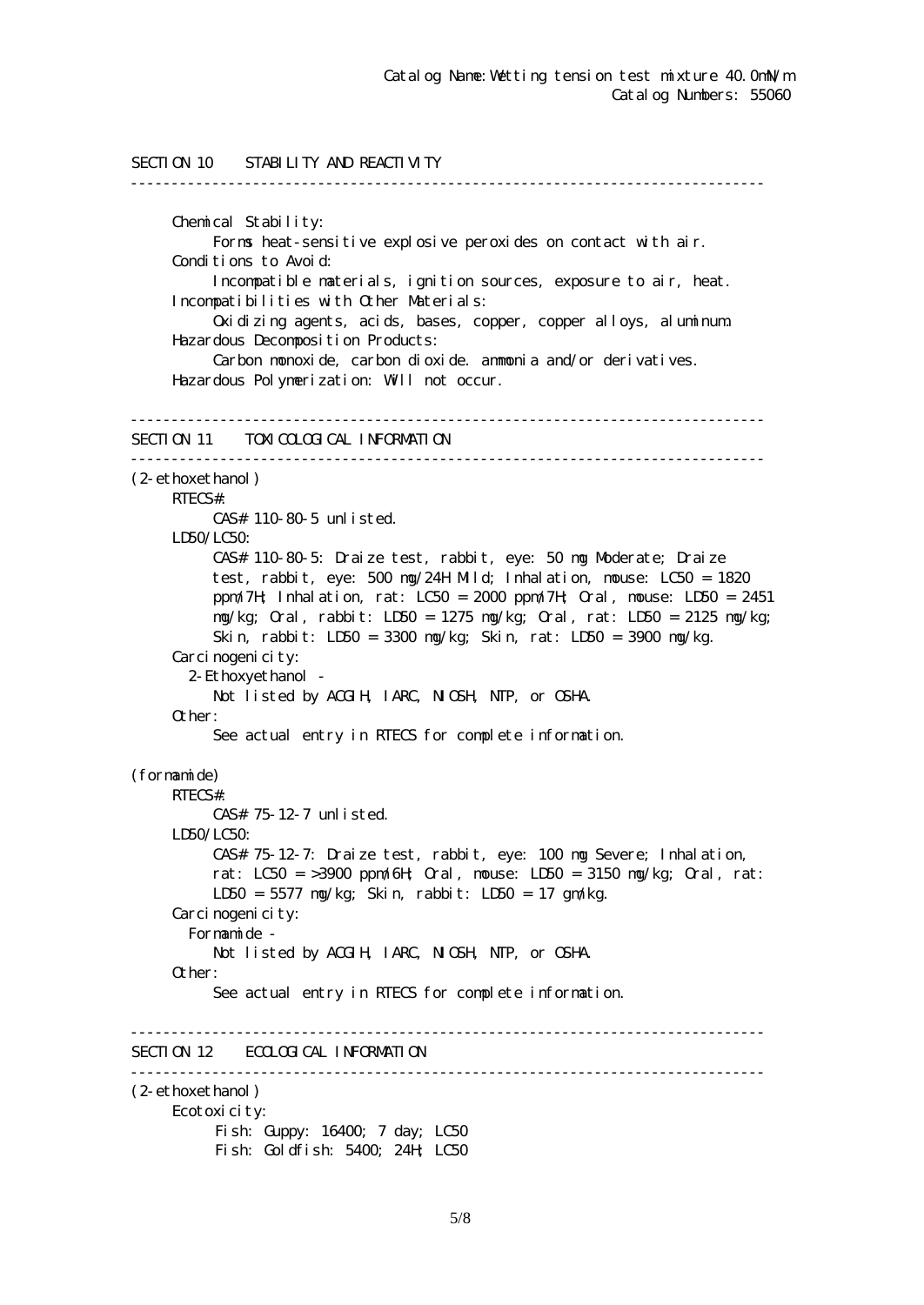Catalog Name: Wetting tension test mixture 40.0mN/m
Catalog Numbers: 55060

## SECTION 10 STABILITY AND REACTIVITY

**Chemical Stability:**
Forms heat-sensitive explosive peroxides on contact with air.

**Conditions to Avoid:**
Incompatible materials, ignition sources, exposure to air, heat.

**Incompatibilities with Other Materials:**
Oxidizing agents, acids, bases, copper, copper alloys, aluminum.

**Hazardous Decomposition Products:**
Carbon monoxide, carbon dioxide. ammonia and/or derivatives.

**Hazardous Polymerization:** Will not occur.

## SECTION 11 TOXICOLOGICAL INFORMATION

(2-ethoxethanol)

**RTECS#:**
CAS# 110-80-5 unlisted.

**LD50/LC50:**
CAS# 110-80-5: Draize test, rabbit, eye: 50 mg Moderate; Draize test, rabbit, eye: 500 mg/24H Mild; Inhalation, mouse: LC50 = 1820 ppm/7H; Inhalation, rat: LC50 = 2000 ppm/7H; Oral, mouse: LD50 = 2451 mg/kg; Oral, rabbit: LD50 = 1275 mg/kg; Oral, rat: LD50 = 2125 mg/kg; Skin, rabbit: LD50 = 3300 mg/kg; Skin, rat: LD50 = 3900 mg/kg.

**Carcinogenicity:**
2-Ethoxyethanol -
Not listed by ACGIH, IARC, NIOSH, NTP, or OSHA.

**Other:**
See actual entry in RTECS for complete information.

(formamide)

**RTECS#:**
CAS# 75-12-7 unlisted.

**LD50/LC50:**
CAS# 75-12-7: Draize test, rabbit, eye: 100 mg Severe; Inhalation, rat: LC50 = >3900 ppm/6H; Oral, mouse: LD50 = 3150 mg/kg; Oral, rat: LD50 = 5577 mg/kg; Skin, rabbit: LD50 = 17 gm/kg.

**Carcinogenicity:**
Formamide -
Not listed by ACGIH, IARC, NIOSH, NTP, or OSHA.

**Other:**
See actual entry in RTECS for complete information.

## SECTION 12 ECOLOGICAL INFORMATION

(2-ethoxethanol)

**Ecotoxicity:**
Fish: Guppy: 16400; 7 day; LC50
Fish: Goldfish: 5400; 24H; LC50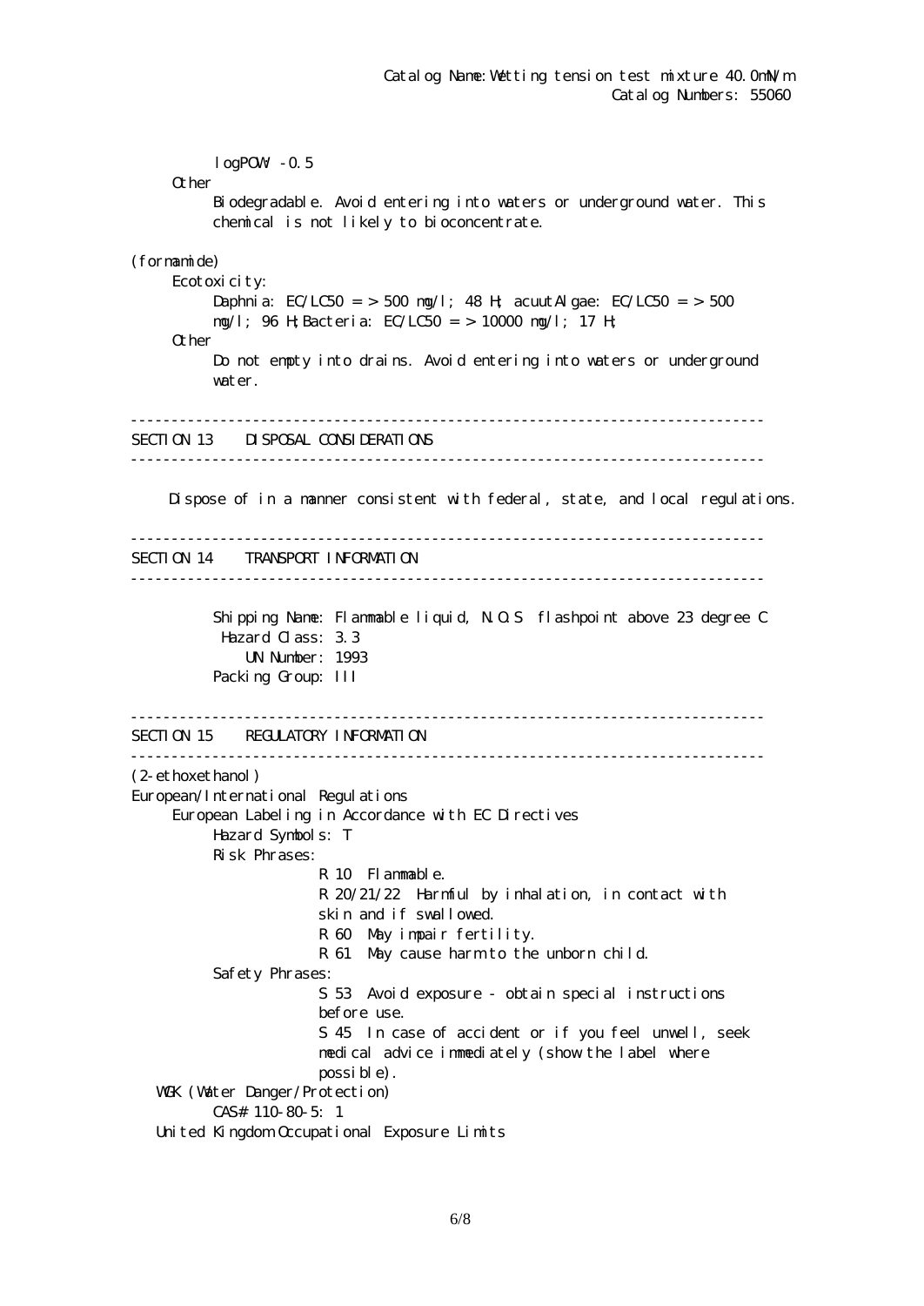logPOW: -0.5

Other

Biodegradable. Avoid entering into waters or underground water. This chemical is not likely to bioconcentrate.

(formamide)

Ecotoxicity:

Daphnia: EC/LC50 = > 500 mg/l; 48 H; acuutAlgae: EC/LC50 = > 500 mg/l; 96 H;Bacteria: EC/LC50 = > 10000 mg/l; 17 H;

Other

Do not empty into drains. Avoid entering into waters or underground water.

---

## SECTION 13 DISPOSAL CONSIDERATIONS

---

Dispose of in a manner consistent with federal, state, and local regulations.

---

## SECTION 14 TRANSPORT INFORMATION

---

Shipping Name: Flammable liquid, N.O.S flashpoint above 23 degree C
Hazard Class: 3.3
UN Number: 1993
Packing Group: III

---

## SECTION 15 REGULATORY INFORMATION

---

(2-ethoxethanol)

European/International Regulations

European Labeling in Accordance with EC Directives

Hazard Symbols: T

Risk Phrases:

R 10 Flammable.
R 20/21/22 Harmful by inhalation, in contact with skin and if swallowed.
R 60 May impair fertility.
R 61 May cause harm to the unborn child.

Safety Phrases:

S 53 Avoid exposure - obtain special instructions before use.
S 45 In case of accident or if you feel unwell, seek medical advice immediately (show the label where possible).

WGK (Water Danger/Protection)

CAS# 110-80-5: 1

United Kingdom Occupational Exposure Limits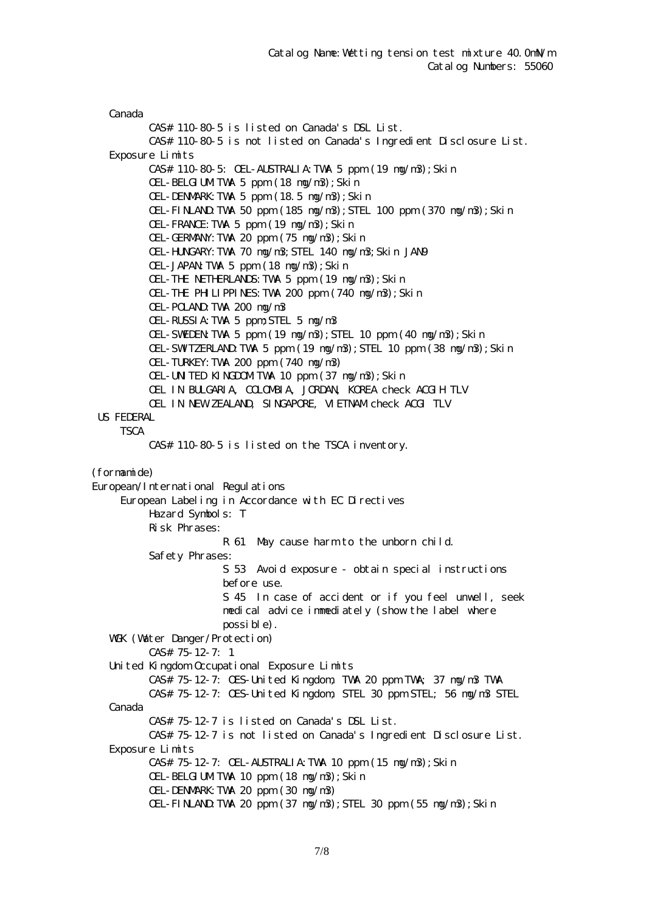Catalog Name: Wetting tension test mixture 40.0mN/m
Catalog Numbers: 55060

Canada

CAS# 110-80-5 is listed on Canada's DSL List.
CAS# 110-80-5 is not listed on Canada's Ingredient Disclosure List.

Exposure Limits

CAS# 110-80-5: OEL-AUSTRALIA:TWA 5 ppm (19 mg/m3);Skin
OEL-BELGIUM:TWA 5 ppm (18 mg/m3);Skin
OEL-DENMARK:TWA 5 ppm (18.5 mg/m3);Skin
OEL-FINLAND:TWA 50 ppm (185 mg/m3);STEL 100 ppm (370 mg/m3);Skin
OEL-FRANCE:TWA 5 ppm (19 mg/m3);Skin
OEL-GERMANY:TWA 20 ppm (75 mg/m3);Skin
OEL-HUNGARY:TWA 70 mg/m3;STEL 140 mg/m3;Skin JAN9
OEL-JAPAN:TWA 5 ppm (18 mg/m3);Skin
OEL-THE NETHERLANDS:TWA 5 ppm (19 mg/m3);Skin
OEL-THE PHILIPPINES:TWA 200 ppm (740 mg/m3);Skin
OEL-POLAND:TWA 200 mg/m3
OEL-RUSSIA:TWA 5 ppm;STEL 5 mg/m3
OEL-SWEDEN:TWA 5 ppm (19 mg/m3);STEL 10 ppm (40 mg/m3);Skin
OEL-SWITZERLAND:TWA 5 ppm (19 mg/m3);STEL 10 ppm (38 mg/m3);Skin
OEL-TURKEY:TWA 200 ppm (740 mg/m3)
OEL-UNITED KINGDOM:TWA 10 ppm (37 mg/m3);Skin
OEL IN BULGARIA, COLOMBIA, JORDAN, KOREA check ACGIH TLV
OEL IN NEW ZEALAND, SINGAPORE, VIETNAM check ACGI TLV

US FEDERAL

TSCA

CAS# 110-80-5 is listed on the TSCA inventory.

(formamide)

European/International Regulations

European Labeling in Accordance with EC Directives

Hazard Symbols: T

Risk Phrases:

R 61 May cause harm to the unborn child.

Safety Phrases:

S 53 Avoid exposure - obtain special instructions before use.
S 45 In case of accident or if you feel unwell, seek medical advice immediately (show the label where possible).

WGK (Water Danger/Protection)

CAS# 75-12-7: 1

United Kingdom Occupational Exposure Limits

CAS# 75-12-7: OES-United Kingdom, TWA 20 ppm TWA; 37 mg/m3 TWA
CAS# 75-12-7: OES-United Kingdom, STEL 30 ppm STEL; 56 mg/m3 STEL

Canada

CAS# 75-12-7 is listed on Canada's DSL List.
CAS# 75-12-7 is not listed on Canada's Ingredient Disclosure List.

Exposure Limits

CAS# 75-12-7: OEL-AUSTRALIA:TWA 10 ppm (15 mg/m3);Skin
OEL-BELGIUM:TWA 10 ppm (18 mg/m3);Skin
OEL-DENMARK:TWA 20 ppm (30 mg/m3)
OEL-FINLAND:TWA 20 ppm (37 mg/m3);STEL 30 ppm (55 mg/m3);Skin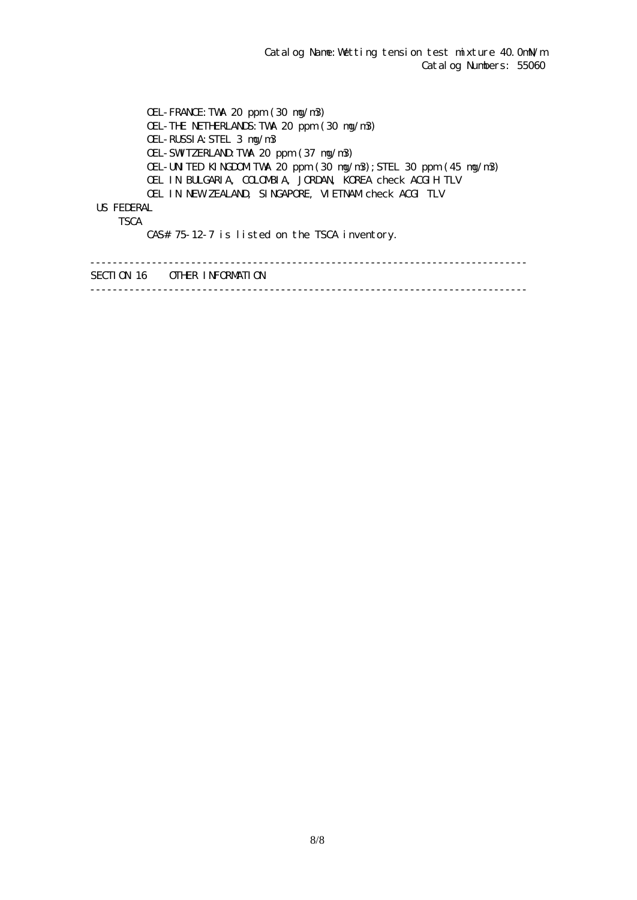OEL-FRANCE:TWA 20 ppm (30 mg/m3)
OEL-THE NETHERLANDS:TWA 20 ppm (30 mg/m3)
OEL-RUSSIA:STEL 3 mg/m3
OEL-SWITZERLAND:TWA 20 ppm (37 mg/m3)
OEL-UNITED KINGDOM:TWA 20 ppm (30 mg/m3);STEL 30 ppm (45 mg/m3)
OEL IN BULGARIA, COLOMBIA, JORDAN, KOREA check ACGIH TLV
OEL IN NEW ZEALAND, SINGAPORE, VIETNAM check ACGI TLV

US FEDERAL

TSCA

CAS# 75-12-7 is listed on the TSCA inventory.

---

## SECTION 16    OTHER INFORMATION

---